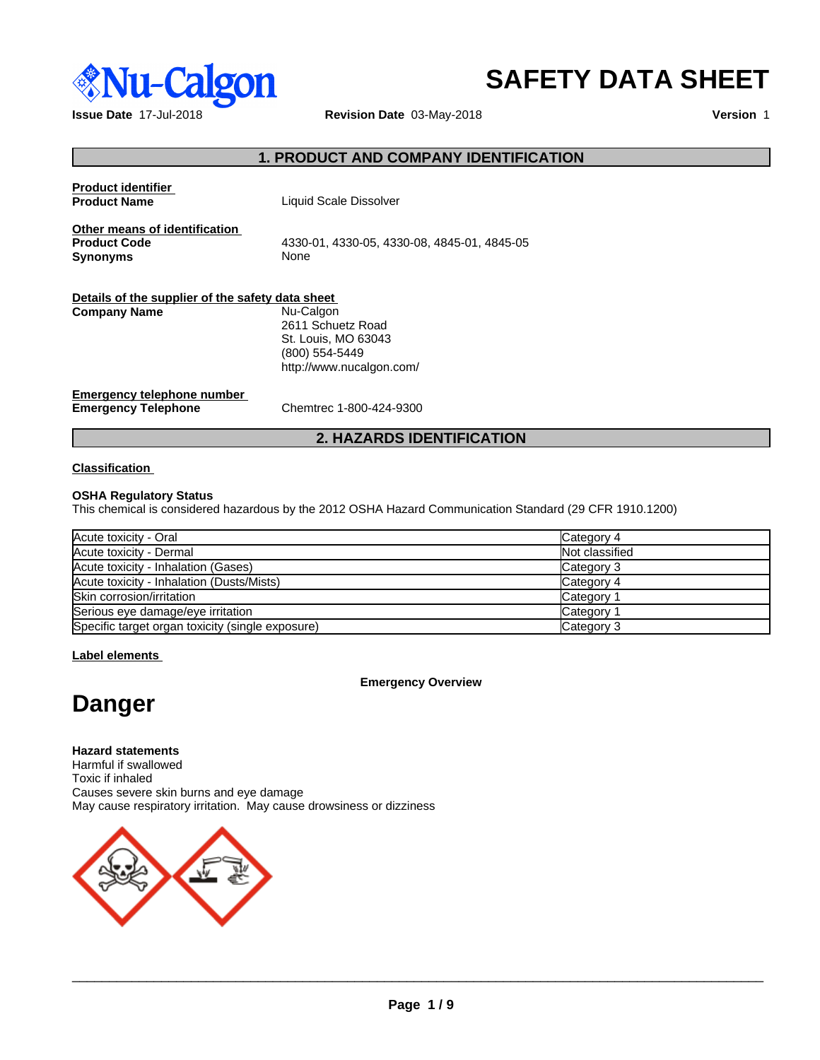Nu-Calgon

# SAFETY DATA SHEET

**Issue Date** 17-Jul-2018 **Revision Date** 03-May-2018 **Version** 1

## 1. PRODUCT AND COMPANY IDENTIFICATION

**Product identifier**

**Product Name** Liquid Scale Dissolver

**Other means of identification**

**Product Code** 4330-01, 4330-05, 4330-08, 4845-01, 4845-05

**Synonyms** None

**Details of the supplier of the safety data sheet**

**Company Name** Nu-Calgon
2611 Schuetz Road
St. Louis, MO 63043
(800) 554-5449
http://www.nucalgon.com/

**Emergency telephone number**

**Emergency Telephone** Chemtrec 1-800-424-9300

## 2. HAZARDS IDENTIFICATION

**Classification**

**OSHA Regulatory Status**

This chemical is considered hazardous by the 2012 OSHA Hazard Communication Standard (29 CFR 1910.1200)

| | |
|---|---|
| Acute toxicity - Oral | Category 4 |
| Acute toxicity - Dermal | Not classified |
| Acute toxicity - Inhalation (Gases) | Category 3 |
| Acute toxicity - Inhalation (Dusts/Mists) | Category 4 |
| Skin corrosion/irritation | Category 1 |
| Serious eye damage/eye irritation | Category 1 |
| Specific target organ toxicity (single exposure) | Category 3 |

**Label elements**

**Emergency Overview**

# Danger

**Hazard statements**

Harmful if swallowed
Toxic if inhaled
Causes severe skin burns and eye damage
May cause respiratory irritation. May cause drowsiness or dizziness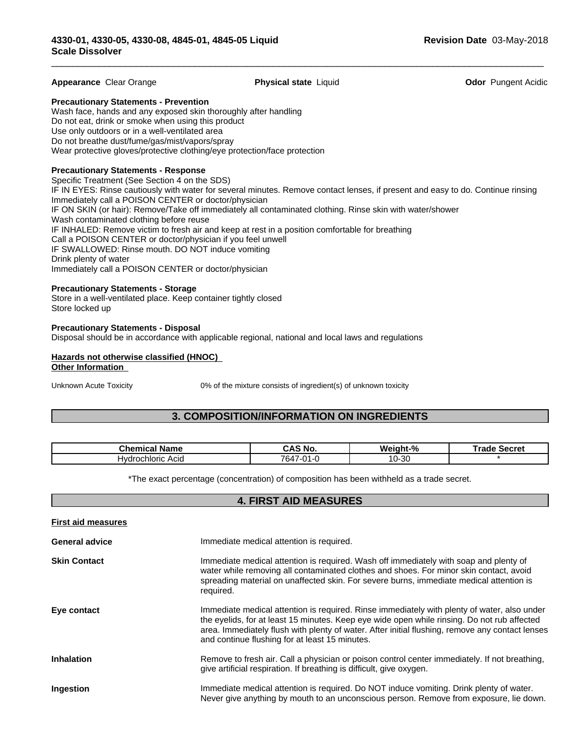**Appearance** Clear Orange **Physical state** Liquid **Odor** Pungent Acidic

**Precautionary Statements - Prevention**

Wash face, hands and any exposed skin thoroughly after handling
Do not eat, drink or smoke when using this product
Use only outdoors or in a well-ventilated area
Do not breathe dust/fume/gas/mist/vapors/spray
Wear protective gloves/protective clothing/eye protection/face protection

**Precautionary Statements - Response**

Specific Treatment (See Section 4 on the SDS)
IF IN EYES: Rinse cautiously with water for several minutes. Remove contact lenses, if present and easy to do. Continue rinsing
Immediately call a POISON CENTER or doctor/physician
IF ON SKIN (or hair): Remove/Take off immediately all contaminated clothing. Rinse skin with water/shower
Wash contaminated clothing before reuse
IF INHALED: Remove victim to fresh air and keep at rest in a position comfortable for breathing
Call a POISON CENTER or doctor/physician if you feel unwell
IF SWALLOWED: Rinse mouth. DO NOT induce vomiting
Drink plenty of water
Immediately call a POISON CENTER or doctor/physician

**Precautionary Statements - Storage**

Store in a well-ventilated place. Keep container tightly closed
Store locked up

**Precautionary Statements - Disposal**

Disposal should be in accordance with applicable regional, national and local laws and regulations

**Hazards not otherwise classified (HNOC)**

**Other Information**

Unknown Acute Toxicity 0% of the mixture consists of ingredient(s) of unknown toxicity

## 3. COMPOSITION/INFORMATION ON INGREDIENTS

| Chemical Name | CAS No. | Weight-% | Trade Secret |
|---|---|---|---|
| Hydrochloric Acid | 7647-01-0 | 10-30 | * |

*The exact percentage (concentration) of composition has been withheld as a trade secret.

## 4. FIRST AID MEASURES

**First aid measures**

**General advice** Immediate medical attention is required.

**Skin Contact** Immediate medical attention is required. Wash off immediately with soap and plenty of water while removing all contaminated clothes and shoes. For minor skin contact, avoid spreading material on unaffected skin. For severe burns, immediate medical attention is required.

**Eye contact** Immediate medical attention is required. Rinse immediately with plenty of water, also under the eyelids, for at least 15 minutes. Keep eye wide open while rinsing. Do not rub affected area. Immediately flush with plenty of water. After initial flushing, remove any contact lenses and continue flushing for at least 15 minutes.

**Inhalation** Remove to fresh air. Call a physician or poison control center immediately. If not breathing, give artificial respiration. If breathing is difficult, give oxygen.

**Ingestion** Immediate medical attention is required. Do NOT induce vomiting. Drink plenty of water. Never give anything by mouth to an unconscious person. Remove from exposure, lie down.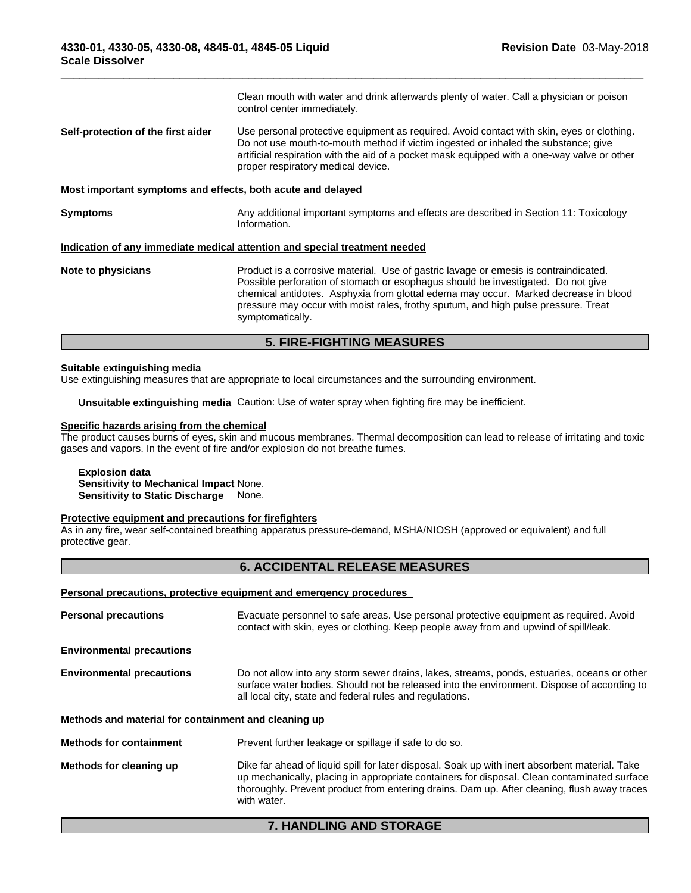Clean mouth with water and drink afterwards plenty of water. Call a physician or poison control center immediately.

**Self-protection of the first aider** Use personal protective equipment as required. Avoid contact with skin, eyes or clothing. Do not use mouth-to-mouth method if victim ingested or inhaled the substance; give artificial respiration with the aid of a pocket mask equipped with a one-way valve or other proper respiratory medical device.

**Most important symptoms and effects, both acute and delayed**

**Symptoms** Any additional important symptoms and effects are described in Section 11: Toxicology Information.

**Indication of any immediate medical attention and special treatment needed**

**Note to physicians** Product is a corrosive material. Use of gastric lavage or emesis is contraindicated. Possible perforation of stomach or esophagus should be investigated. Do not give chemical antidotes. Asphyxia from glottal edema may occur. Marked decrease in blood pressure may occur with moist rales, frothy sputum, and high pulse pressure. Treat symptomatically.

## 5. FIRE-FIGHTING MEASURES

**Suitable extinguishing media**

Use extinguishing measures that are appropriate to local circumstances and the surrounding environment.

**Unsuitable extinguishing media** Caution: Use of water spray when fighting fire may be inefficient.

**Specific hazards arising from the chemical**

The product causes burns of eyes, skin and mucous membranes. Thermal decomposition can lead to release of irritating and toxic gases and vapors. In the event of fire and/or explosion do not breathe fumes.

**Explosion data**
**Sensitivity to Mechanical Impact** None.
**Sensitivity to Static Discharge** None.

**Protective equipment and precautions for firefighters**

As in any fire, wear self-contained breathing apparatus pressure-demand, MSHA/NIOSH (approved or equivalent) and full protective gear.

## 6. ACCIDENTAL RELEASE MEASURES

**Personal precautions, protective equipment and emergency procedures**

**Personal precautions** Evacuate personnel to safe areas. Use personal protective equipment as required. Avoid contact with skin, eyes or clothing. Keep people away from and upwind of spill/leak.

**Environmental precautions**

**Environmental precautions** Do not allow into any storm sewer drains, lakes, streams, ponds, estuaries, oceans or other surface water bodies. Should not be released into the environment. Dispose of according to all local city, state and federal rules and regulations.

**Methods and material for containment and cleaning up**

**Methods for containment** Prevent further leakage or spillage if safe to do so.

**Methods for cleaning up** Dike far ahead of liquid spill for later disposal. Soak up with inert absorbent material. Take up mechanically, placing in appropriate containers for disposal. Clean contaminated surface thoroughly. Prevent product from entering drains. Dam up. After cleaning, flush away traces with water.

## 7. HANDLING AND STORAGE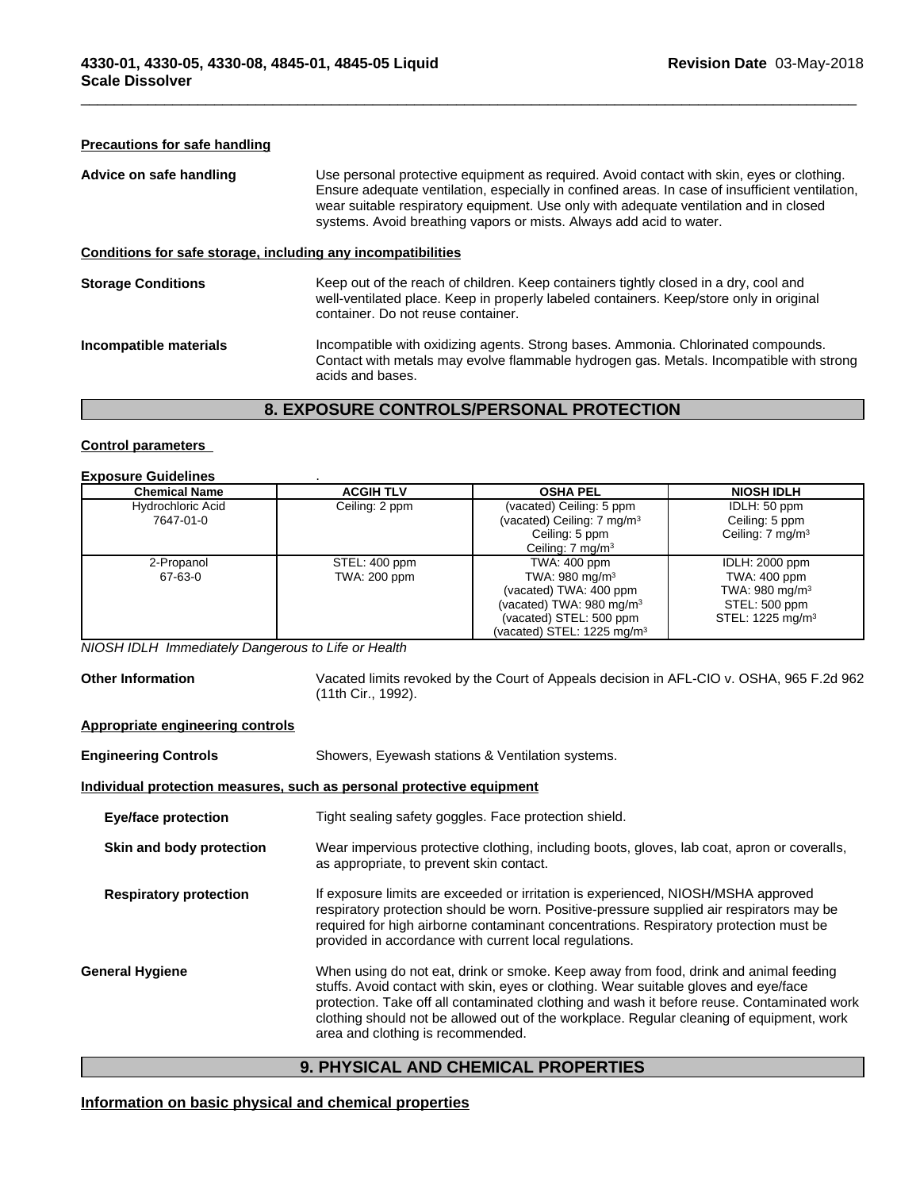#### Precautions for safe handling

**Advice on safe handling** Use personal protective equipment as required. Avoid contact with skin, eyes or clothing. Ensure adequate ventilation, especially in confined areas. In case of insufficient ventilation, wear suitable respiratory equipment. Use only with adequate ventilation and in closed systems. Avoid breathing vapors or mists. Always add acid to water.

#### Conditions for safe storage, including any incompatibilities

**Storage Conditions** Keep out of the reach of children. Keep containers tightly closed in a dry, cool and well-ventilated place. Keep in properly labeled containers. Keep/store only in original container. Do not reuse container.

**Incompatible materials** Incompatible with oxidizing agents. Strong bases. Ammonia. Chlorinated compounds. Contact with metals may evolve flammable hydrogen gas. Metals. Incompatible with strong acids and bases.

## 8. EXPOSURE CONTROLS/PERSONAL PROTECTION

#### Control parameters

**Exposure Guidelines** .

| Chemical Name | ACGIH TLV | OSHA PEL | NIOSH IDLH |
|---|---|---|---|
| Hydrochloric Acid<br>7647-01-0 | Ceiling: 2 ppm | (vacated) Ceiling: 5 ppm<br>(vacated) Ceiling: 7 mg/m$^3$<br>Ceiling: 5 ppm<br>Ceiling: 7 mg/m$^3$ | IDLH: 50 ppm<br>Ceiling: 5 ppm<br>Ceiling: 7 mg/m$^3$ |
| 2-Propanol<br>67-63-0 | STEL: 400 ppm<br>TWA: 200 ppm | TWA: 400 ppm<br>TWA: 980 mg/m$^3$<br>(vacated) TWA: 400 ppm<br>(vacated) TWA: 980 mg/m$^3$<br>(vacated) STEL: 500 ppm<br>(vacated) STEL: 1225 mg/m$^3$ | IDLH: 2000 ppm<br>TWA: 400 ppm<br>TWA: 980 mg/m$^3$<br>STEL: 500 ppm<br>STEL: 1225 mg/m$^3$ |

*NIOSH IDLH Immediately Dangerous to Life or Health*

**Other Information** Vacated limits revoked by the Court of Appeals decision in AFL-CIO v. OSHA, 965 F.2d 962 (11th Cir., 1992).

#### Appropriate engineering controls

**Engineering Controls** Showers, Eyewash stations & Ventilation systems.

#### Individual protection measures, such as personal protective equipment

**Eye/face protection** Tight sealing safety goggles. Face protection shield.

**Skin and body protection** Wear impervious protective clothing, including boots, gloves, lab coat, apron or coveralls, as appropriate, to prevent skin contact.

**Respiratory protection** If exposure limits are exceeded or irritation is experienced, NIOSH/MSHA approved respiratory protection should be worn. Positive-pressure supplied air respirators may be required for high airborne contaminant concentrations. Respiratory protection must be provided in accordance with current local regulations.

**General Hygiene** When using do not eat, drink or smoke. Keep away from food, drink and animal feeding stuffs. Avoid contact with skin, eyes or clothing. Wear suitable gloves and eye/face protection. Take off all contaminated clothing and wash it before reuse. Contaminated work clothing should not be allowed out of the workplace. Regular cleaning of equipment, work area and clothing is recommended.

## 9. PHYSICAL AND CHEMICAL PROPERTIES

#### Information on basic physical and chemical properties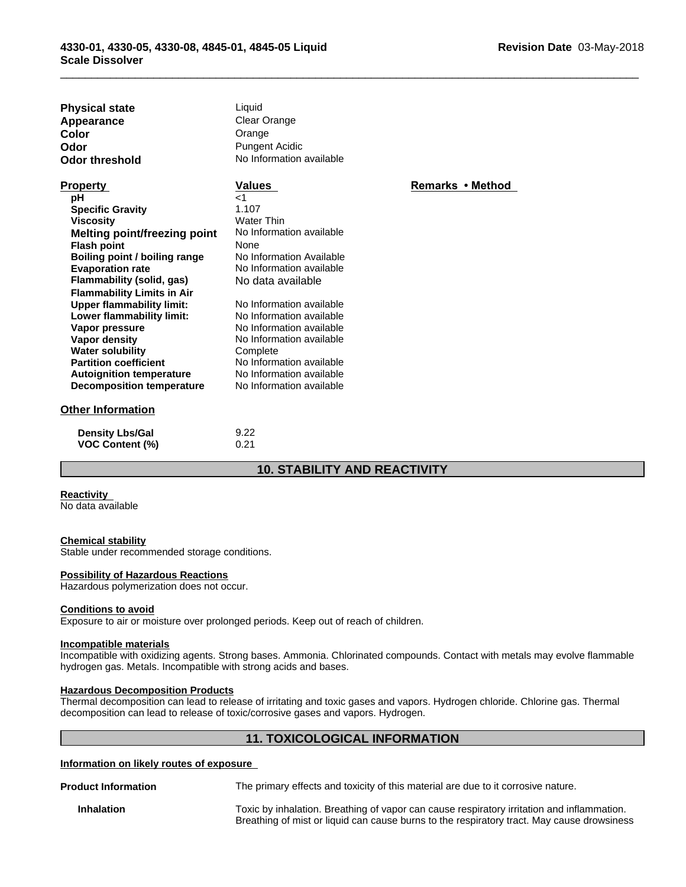| | |
|---|---|
| **Physical state** | Liquid |
| **Appearance** | Clear Orange |
| **Color** | Orange |
| **Odor** | Pungent Acidic |
| **Odor threshold** | No Information available |

| Property | Values | Remarks • Method |
|---|---|---|
| **pH** | <1 | |
| **Specific Gravity** | 1.107 | |
| **Viscosity** | Water Thin | |
| **Melting point/freezing point** | No Information available | |
| **Flash point** | None | |
| **Boiling point / boiling range** | No Information Available | |
| **Evaporation rate** | No Information available | |
| **Flammability (solid, gas)** | No data available | |
| **Flammability Limits in Air** | | |
| **Upper flammability limit:** | No Information available | |
| **Lower flammability limit:** | No Information available | |
| **Vapor pressure** | No Information available | |
| **Vapor density** | No Information available | |
| **Water solubility** | Complete | |
| **Partition coefficient** | No Information available | |
| **Autoignition temperature** | No Information available | |
| **Decomposition temperature** | No Information available | |

**Other Information**

| | |
|---|---|
| **Density Lbs/Gal** | 9.22 |
| **VOC Content (%)** | 0.21 |

## 10. STABILITY AND REACTIVITY

**Reactivity**
No data available

**Chemical stability**
Stable under recommended storage conditions.

**Possibility of Hazardous Reactions**
Hazardous polymerization does not occur.

**Conditions to avoid**
Exposure to air or moisture over prolonged periods. Keep out of reach of children.

**Incompatible materials**
Incompatible with oxidizing agents. Strong bases. Ammonia. Chlorinated compounds. Contact with metals may evolve flammable hydrogen gas. Metals. Incompatible with strong acids and bases.

**Hazardous Decomposition Products**
Thermal decomposition can lead to release of irritating and toxic gases and vapors. Hydrogen chloride. Chlorine gas. Thermal decomposition can lead to release of toxic/corrosive gases and vapors. Hydrogen.

## 11. TOXICOLOGICAL INFORMATION

**Information on likely routes of exposure**

**Product Information** — The primary effects and toxicity of this material are due to it corrosive nature.

**Inhalation** — Toxic by inhalation. Breathing of vapor can cause respiratory irritation and inflammation. Breathing of mist or liquid can cause burns to the respiratory tract. May cause drowsiness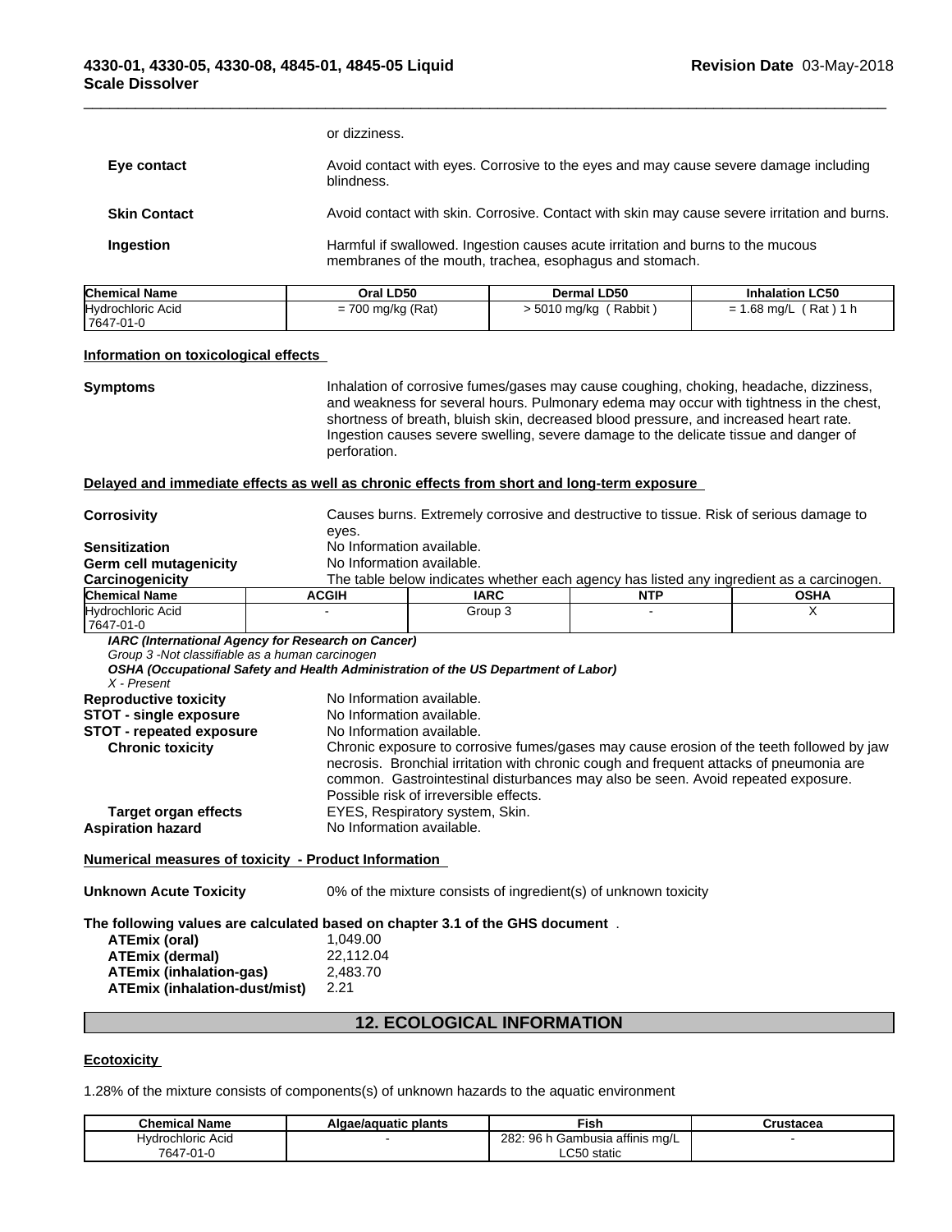or dizziness.

**Eye contact** Avoid contact with eyes. Corrosive to the eyes and may cause severe damage including blindness.

**Skin Contact** Avoid contact with skin. Corrosive. Contact with skin may cause severe irritation and burns.

**Ingestion** Harmful if swallowed. Ingestion causes acute irritation and burns to the mucous membranes of the mouth, trachea, esophagus and stomach.

| Chemical Name | Oral LD50 | Dermal LD50 | Inhalation LC50 |
|---|---|---|---|
| Hydrochloric Acid<br>7647-01-0 | = 700 mg/kg (Rat) | > 5010 mg/kg ( Rabbit ) | = 1.68 mg/L ( Rat ) 1 h |

**Information on toxicological effects**

**Symptoms** Inhalation of corrosive fumes/gases may cause coughing, choking, headache, dizziness, and weakness for several hours. Pulmonary edema may occur with tightness in the chest, shortness of breath, bluish skin, decreased blood pressure, and increased heart rate. Ingestion causes severe swelling, severe damage to the delicate tissue and danger of perforation.

**Delayed and immediate effects as well as chronic effects from short and long-term exposure**

**Corrosivity** Causes burns. Extremely corrosive and destructive to tissue. Risk of serious damage to eyes.
**Sensitization** No Information available.
**Germ cell mutagenicity** No Information available.
**Carcinogenicity** The table below indicates whether each agency has listed any ingredient as a carcinogen.

| Chemical Name | ACGIH | IARC | NTP | OSHA |
|---|---|---|---|---|
| Hydrochloric Acid<br>7647-01-0 | - | Group 3 | - | X |

***IARC (International Agency for Research on Cancer)***
*Group 3 -Not classifiable as a human carcinogen*
***OSHA (Occupational Safety and Health Administration of the US Department of Labor)***
*X - Present*

**Reproductive toxicity** No Information available.
**STOT - single exposure** No Information available.
**STOT - repeated exposure** No Information available.
**Chronic toxicity** Chronic exposure to corrosive fumes/gases may cause erosion of the teeth followed by jaw necrosis. Bronchial irritation with chronic cough and frequent attacks of pneumonia are common. Gastrointestinal disturbances may also be seen. Avoid repeated exposure. Possible risk of irreversible effects.
**Target organ effects** EYES, Respiratory system, Skin.
**Aspiration hazard** No Information available.

**Numerical measures of toxicity - Product Information**

**Unknown Acute Toxicity** 0% of the mixture consists of ingredient(s) of unknown toxicity

**The following values are calculated based on chapter 3.1 of the GHS document** .

**ATEmix (oral)** 1,049.00
**ATEmix (dermal)** 22,112.04
**ATEmix (inhalation-gas)** 2,483.70
**ATEmix (inhalation-dust/mist)** 2.21

## 12. ECOLOGICAL INFORMATION

**Ecotoxicity**

1.28% of the mixture consists of components(s) of unknown hazards to the aquatic environment

| Chemical Name | Algae/aquatic plants | Fish | Crustacea |
|---|---|---|---|
| Hydrochloric Acid<br>7647-01-0 | - | 282: 96 h Gambusia affinis mg/L LC50 static | - |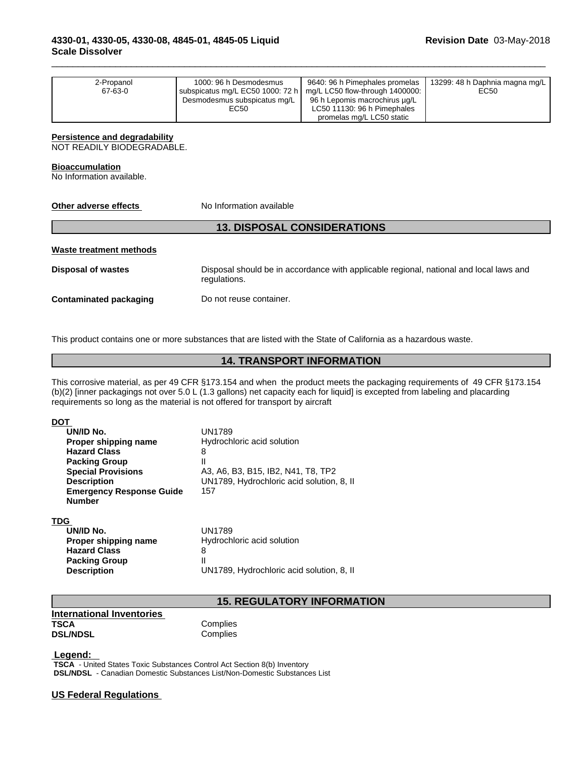| 2-Propanol<br>67-63-0 | 1000: 96 h Desmodesmus subspicatus mg/L EC50 1000: 72 h Desmodesmus subspicatus mg/L EC50 | 9640: 96 h Pimephales promelas mg/L LC50 flow-through 1400000: 96 h Lepomis macrochirus µg/L LC50 11130: 96 h Pimephales promelas mg/L LC50 static | 13299: 48 h Daphnia magna mg/L EC50 |
|---|---|---|---|

**Persistence and degradability**
NOT READILY BIODEGRADABLE.

**Bioaccumulation**
No Information available.

**Other adverse effects** No Information available

## 13. DISPOSAL CONSIDERATIONS

**Waste treatment methods**

**Disposal of wastes** Disposal should be in accordance with applicable regional, national and local laws and regulations.

**Contaminated packaging** Do not reuse container.

This product contains one or more substances that are listed with the State of California as a hazardous waste.

## 14. TRANSPORT INFORMATION

This corrosive material, as per 49 CFR §173.154 and when the product meets the packaging requirements of 49 CFR §173.154 (b)(2) [inner packagings not over 5.0 L (1.3 gallons) net capacity each for liquid] is excepted from labeling and placarding requirements so long as the material is not offered for transport by aircraft

**DOT**

| | |
|---|---|
| **UN/ID No.** | UN1789 |
| **Proper shipping name** | Hydrochloric acid solution |
| **Hazard Class** | 8 |
| **Packing Group** | II |
| **Special Provisions** | A3, A6, B3, B15, IB2, N41, T8, TP2 |
| **Description** | UN1789, Hydrochloric acid solution, 8, II |
| **Emergency Response Guide Number** | 157 |

**TDG**

| | |
|---|---|
| **UN/ID No.** | UN1789 |
| **Proper shipping name** | Hydrochloric acid solution |
| **Hazard Class** | 8 |
| **Packing Group** | II |
| **Description** | UN1789, Hydrochloric acid solution, 8, II |

## 15. REGULATORY INFORMATION

**International Inventories**

| | |
|---|---|
| **TSCA** | Complies |
| **DSL/NDSL** | Complies |

**Legend:**
**TSCA** - United States Toxic Substances Control Act Section 8(b) Inventory
**DSL/NDSL** - Canadian Domestic Substances List/Non-Domestic Substances List

**US Federal Regulations**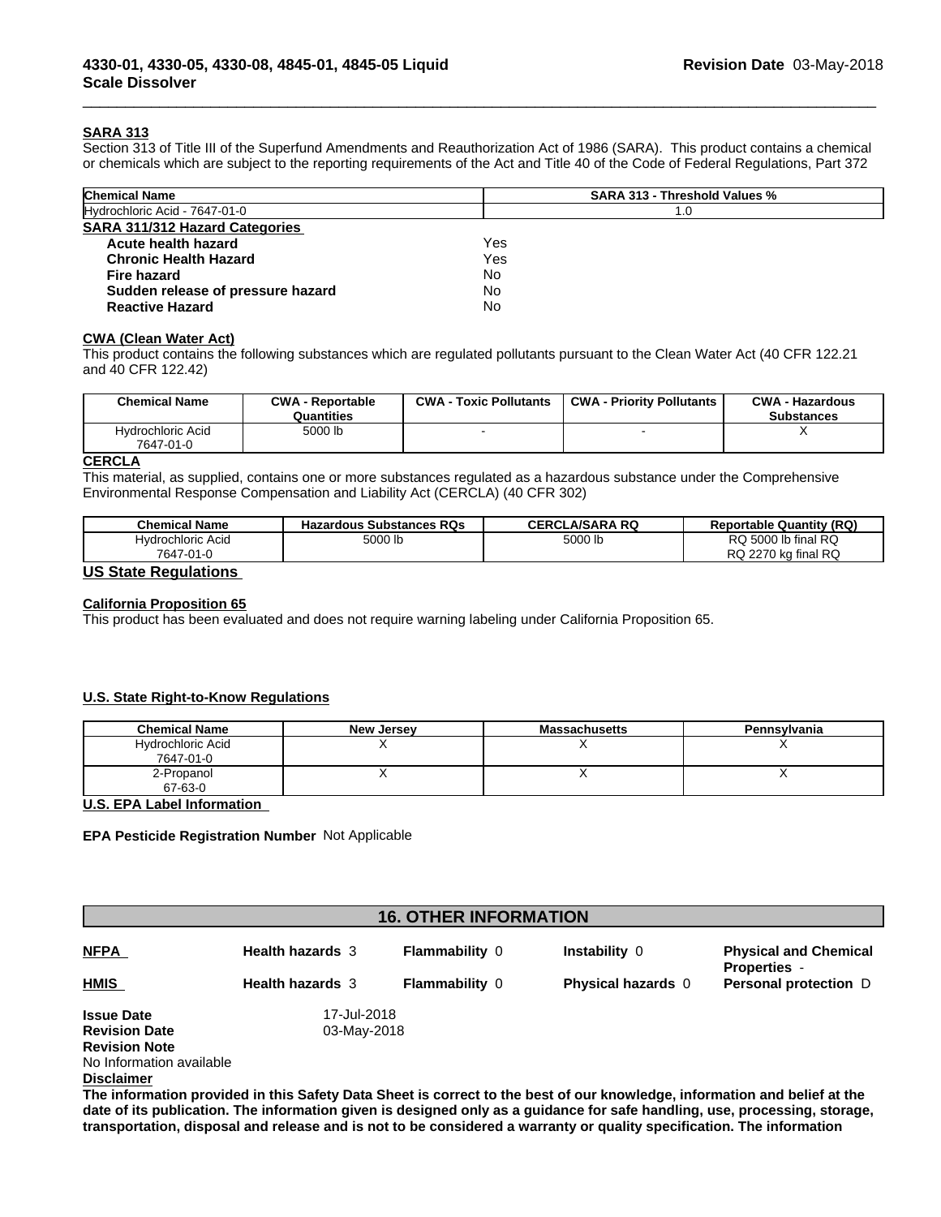## SARA 313

Section 313 of Title III of the Superfund Amendments and Reauthorization Act of 1986 (SARA). This product contains a chemical or chemicals which are subject to the reporting requirements of the Act and Title 40 of the Code of Federal Regulations, Part 372

| Chemical Name | SARA 313 - Threshold Values % |
|---|---|
| Hydrochloric Acid - 7647-01-0 | 1.0 |

**SARA 311/312 Hazard Categories**

| | |
|---|---|
| **Acute health hazard** | Yes |
| **Chronic Health Hazard** | Yes |
| **Fire hazard** | No |
| **Sudden release of pressure hazard** | No |
| **Reactive Hazard** | No |

## CWA (Clean Water Act)

This product contains the following substances which are regulated pollutants pursuant to the Clean Water Act (40 CFR 122.21 and 40 CFR 122.42)

| Chemical Name | CWA - Reportable Quantities | CWA - Toxic Pollutants | CWA - Priority Pollutants | CWA - Hazardous Substances |
|---|---|---|---|---|
| Hydrochloric Acid 7647-01-0 | 5000 lb | - | - | X |

## CERCLA

This material, as supplied, contains one or more substances regulated as a hazardous substance under the Comprehensive Environmental Response Compensation and Liability Act (CERCLA) (40 CFR 302)

| Chemical Name | Hazardous Substances RQs | CERCLA/SARA RQ | Reportable Quantity (RQ) |
|---|---|---|---|
| Hydrochloric Acid 7647-01-0 | 5000 lb | 5000 lb | RQ 5000 lb final RQ RQ 2270 kg final RQ |

## US State Regulations

### California Proposition 65

This product has been evaluated and does not require warning labeling under California Proposition 65.

### U.S. State Right-to-Know Regulations

| Chemical Name | New Jersey | Massachusetts | Pennsylvania |
|---|---|---|---|
| Hydrochloric Acid 7647-01-0 | X | X | X |
| 2-Propanol 67-63-0 | X | X | X |

### U.S. EPA Label Information

**EPA Pesticide Registration Number** Not Applicable

# 16. OTHER INFORMATION

| | | | | |
|---|---|---|---|---|
| **NFPA** | **Health hazards** 3 | **Flammability** 0 | **Instability** 0 | **Physical and Chemical Properties** - |
| **HMIS** | **Health hazards** 3 | **Flammability** 0 | **Physical hazards** 0 | **Personal protection** D |

**Issue Date** 17-Jul-2018
**Revision Date** 03-May-2018
**Revision Note**
No Information available

**Disclaimer**

**The information provided in this Safety Data Sheet is correct to the best of our knowledge, information and belief at the date of its publication. The information given is designed only as a guidance for safe handling, use, processing, storage, transportation, disposal and release and is not to be considered a warranty or quality specification. The information**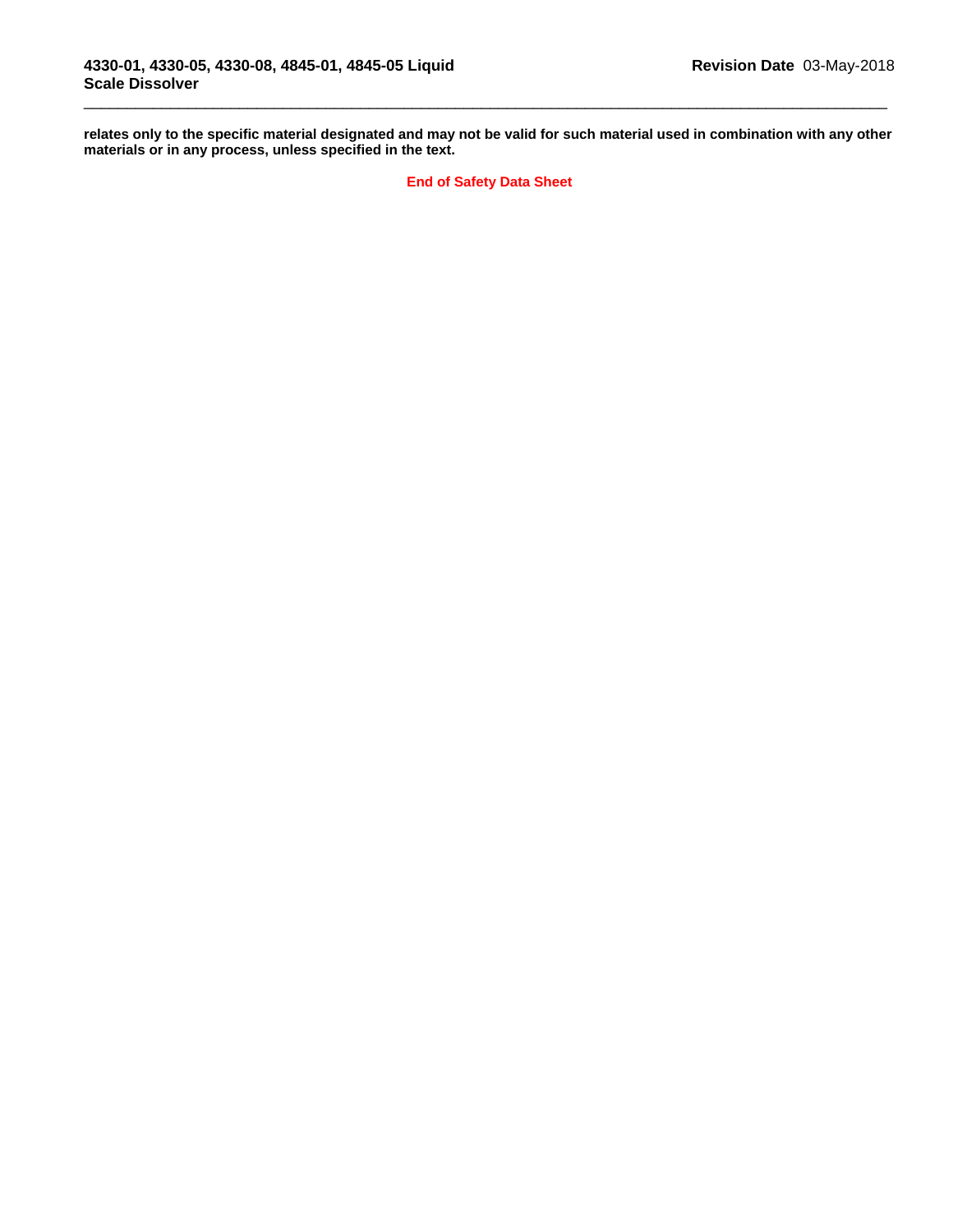**relates only to the specific material designated and may not be valid for such material used in combination with any other materials or in any process, unless specified in the text.**

**End of Safety Data Sheet**